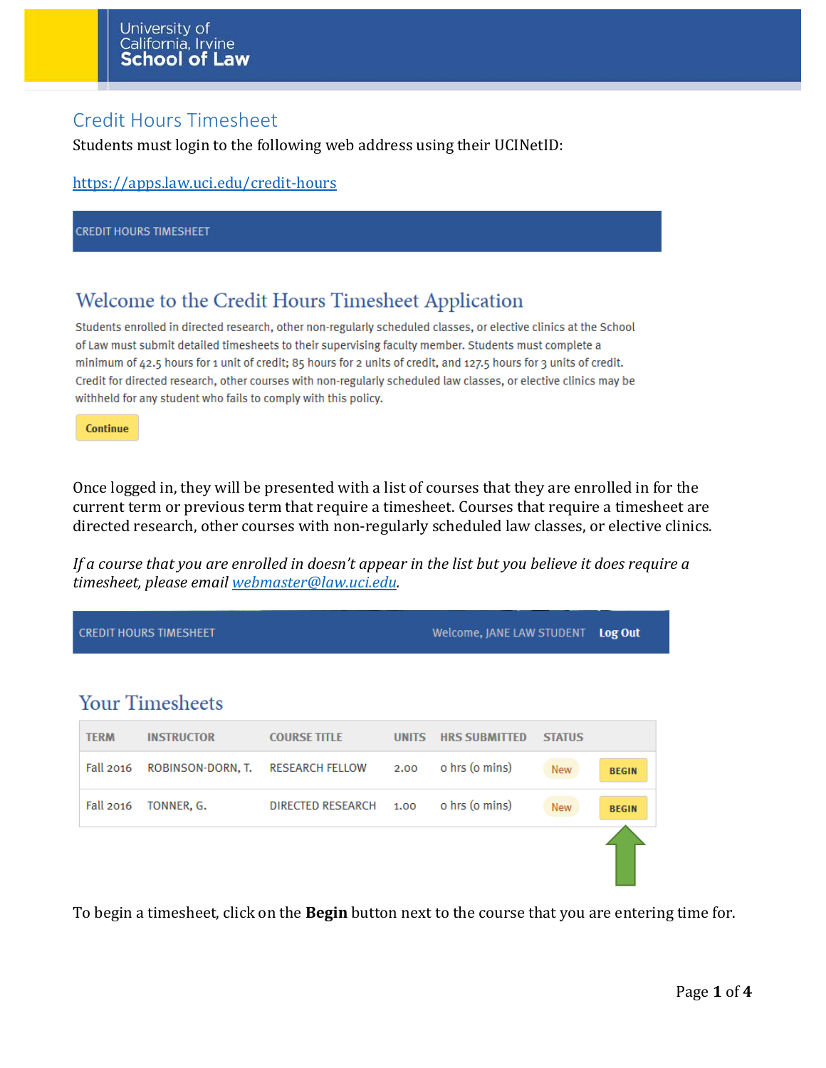University of California, Irvine School of Law

## Credit Hours Timesheet

Students must login to the following web address using their UCINetID:

https://apps.law.uci.edu/credit-hours

CREDIT HOURS TIMESHEET

### Welcome to the Credit Hours Timesheet Application

Students enrolled in directed research, other non-regularly scheduled classes, or elective clinics at the School of Law must submit detailed timesheets to their supervising faculty member. Students must complete a minimum of 42.5 hours for 1 unit of credit; 85 hours for 2 units of credit, and 127.5 hours for 3 units of credit. Credit for directed research, other courses with non-regularly scheduled law classes, or elective clinics may be withheld for any student who fails to comply with this policy.

**Continue**

Once logged in, they will be presented with a list of courses that they are enrolled in for the current term or previous term that require a timesheet. Courses that require a timesheet are directed research, other courses with non-regularly scheduled law classes, or elective clinics.

*If a course that you are enrolled in doesn't appear in the list but you believe it does require a timesheet, please email webmaster@law.uci.edu.*

CREDIT HOURS TIMESHEET — Welcome, JANE LAW STUDENT — Log Out

### Your Timesheets

| TERM | INSTRUCTOR | COURSE TITLE | UNITS | HRS SUBMITTED | STATUS | |
|---|---|---|---|---|---|---|
| Fall 2016 | ROBINSON-DORN, T. | RESEARCH FELLOW | 2.00 | 0 hrs (0 mins) | New | BEGIN |
| Fall 2016 | TONNER, G. | DIRECTED RESEARCH | 1.00 | 0 hrs (0 mins) | New | BEGIN |

To begin a timesheet, click on the **Begin** button next to the course that you are entering time for.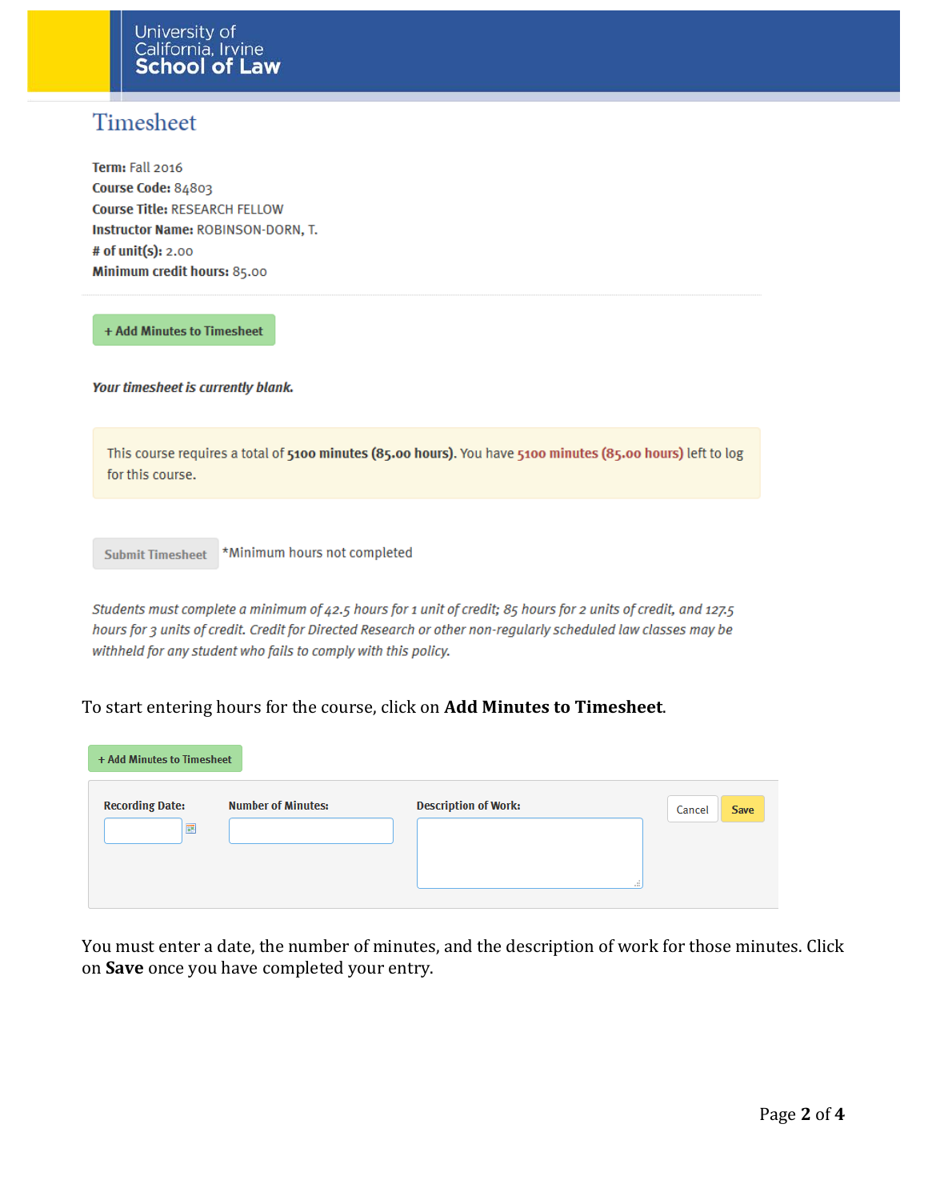# Timesheet

**Term:** Fall 2016
**Course Code:** 84803
**Course Title:** RESEARCH FELLOW
**Instructor Name:** ROBINSON-DORN, T.
**# of unit(s):** 2.00
**Minimum credit hours:** 85.00

---

**+ Add Minutes to Timesheet**

***Your timesheet is currently blank.***

This course requires a total of **5100 minutes (85.00 hours)**. You have **5100 minutes (85.00 hours)** left to log for this course.

**Submit Timesheet** *Minimum hours not completed

*Students must complete a minimum of 42.5 hours for 1 unit of credit; 85 hours for 2 units of credit, and 127.5 hours for 3 units of credit. Credit for Directed Research or other non-regularly scheduled law classes may be withheld for any student who fails to comply with this policy.*

To start entering hours for the course, click on **Add Minutes to Timesheet**.

**+ Add Minutes to Timesheet**

**Recording Date:** | **Number of Minutes:** | **Description of Work:** | Cancel | **Save**

You must enter a date, the number of minutes, and the description of work for those minutes. Click on **Save** once you have completed your entry.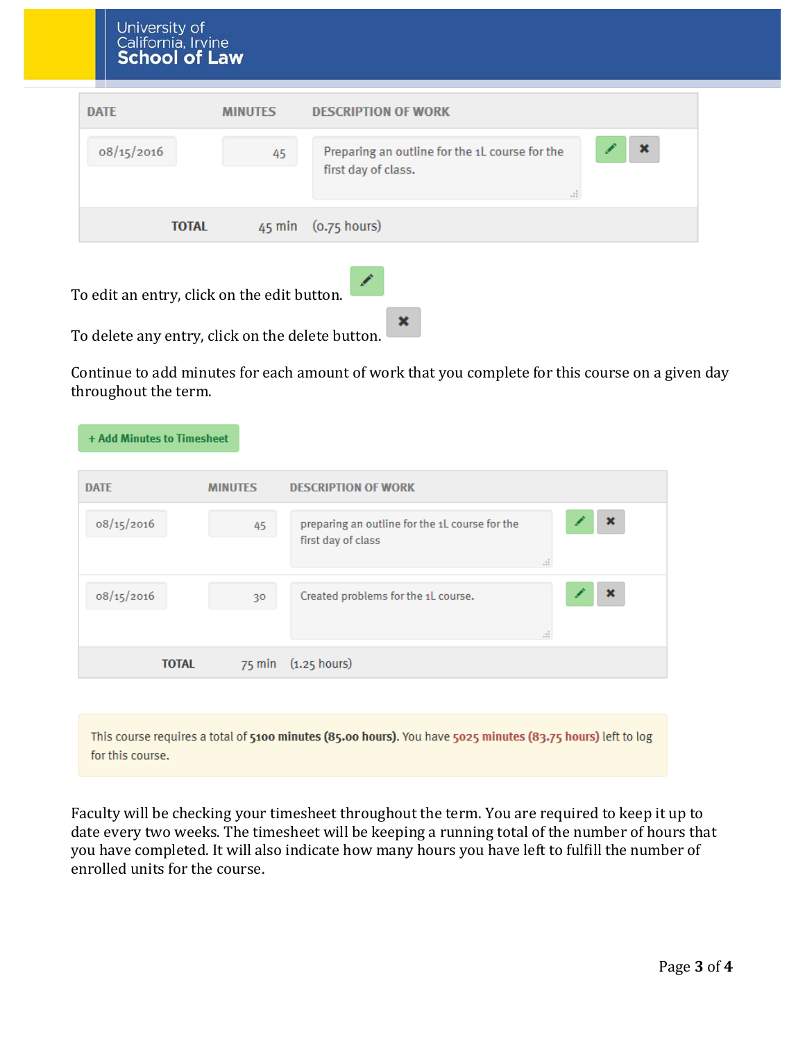| DATE | MINUTES | DESCRIPTION OF WORK |
| --- | --- | --- |
| 08/15/2016 | 45 | Preparing an outline for the 1L course for the first day of class. |
| TOTAL | 45 min | (0.75 hours) |

To edit an entry, click on the edit button.

To delete any entry, click on the delete button.

Continue to add minutes for each amount of work that you complete for this course on a given day throughout the term.

+ Add Minutes to Timesheet

| DATE | MINUTES | DESCRIPTION OF WORK |
| --- | --- | --- |
| 08/15/2016 | 45 | preparing an outline for the 1L course for the first day of class |
| 08/15/2016 | 30 | Created problems for the 1L course. |
| TOTAL | 75 min | (1.25 hours) |

This course requires a total of **5100 minutes (85.00 hours)**. You have **5025 minutes (83.75 hours)** left to log for this course.

Faculty will be checking your timesheet throughout the term. You are required to keep it up to date every two weeks. The timesheet will be keeping a running total of the number of hours that you have completed. It will also indicate how many hours you have left to fulfill the number of enrolled units for the course.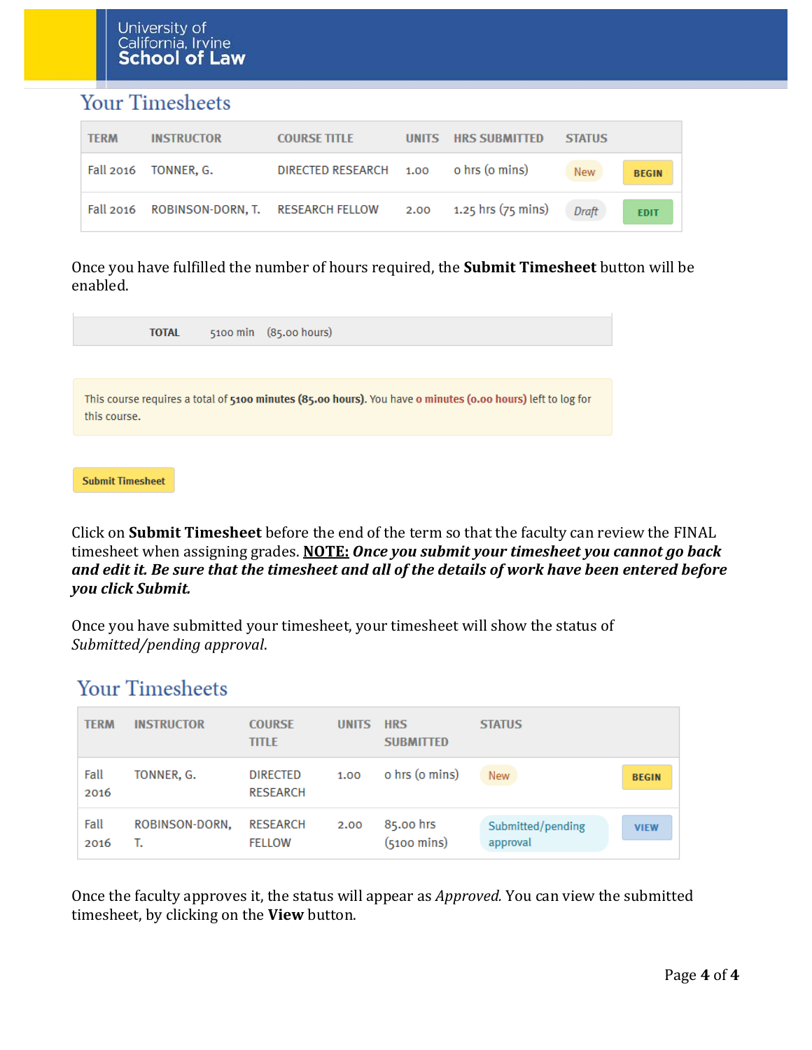## Your Timesheets

| TERM | INSTRUCTOR | COURSE TITLE | UNITS | HRS SUBMITTED | STATUS | |
|---|---|---|---|---|---|---|
| Fall 2016 | TONNER, G. | DIRECTED RESEARCH | 1.00 | 0 hrs (0 mins) | New | BEGIN |
| Fall 2016 | ROBINSON-DORN, T. | RESEARCH FELLOW | 2.00 | 1.25 hrs (75 mins) | Draft | EDIT |

Once you have fulfilled the number of hours required, the **Submit Timesheet** button will be enabled.

| | | |
|---|---|---|
| **TOTAL** | 5100 min | (85.00 hours) |

This course requires a total of **5100 minutes (85.00 hours)**. You have **0 minutes (0.00 hours)** left to log for this course.

**Submit Timesheet**

Click on **Submit Timesheet** before the end of the term so that the faculty can review the FINAL timesheet when assigning grades. **NOTE:** ***Once you submit your timesheet you cannot go back and edit it. Be sure that the timesheet and all of the details of work have been entered before you click Submit.***

Once you have submitted your timesheet, your timesheet will show the status of *Submitted/pending approval*.

## Your Timesheets

| TERM | INSTRUCTOR | COURSE TITLE | UNITS | HRS SUBMITTED | STATUS | |
|---|---|---|---|---|---|---|
| Fall 2016 | TONNER, G. | DIRECTED RESEARCH | 1.00 | 0 hrs (0 mins) | New | BEGIN |
| Fall 2016 | ROBINSON-DORN, T. | RESEARCH FELLOW | 2.00 | 85.00 hrs (5100 mins) | Submitted/pending approval | VIEW |

Once the faculty approves it, the status will appear as *Approved.* You can view the submitted timesheet, by clicking on the **View** button.